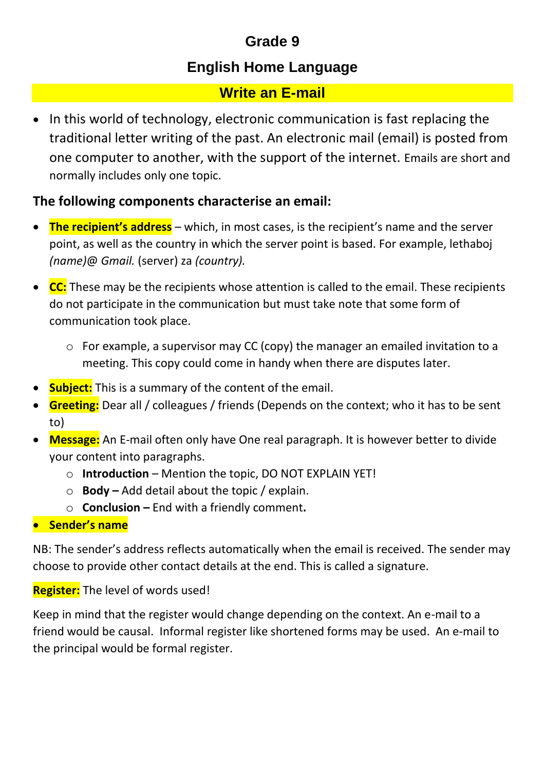# Grade 9

## English Home Language

## Write an E-mail

- In this world of technology, electronic communication is fast replacing the traditional letter writing of the past. An electronic mail (email) is posted from one computer to another, with the support of the internet. Emails are short and normally includes only one topic.

### The following components characterise an email:

- **The recipient's address** – which, in most cases, is the recipient's name and the server point, as well as the country in which the server point is based. For example, lethaboj *(name)@ Gmail.* (server) za *(country).*

- **CC:** These may be the recipients whose attention is called to the email. These recipients do not participate in the communication but must take note that some form of communication took place.
    - For example, a supervisor may CC (copy) the manager an emailed invitation to a meeting. This copy could come in handy when there are disputes later.

- **Subject:** This is a summary of the content of the email.
- **Greeting:** Dear all / colleagues / friends (Depends on the context; who it has to be sent to)
- **Message:** An E-mail often only have One real paragraph. It is however better to divide your content into paragraphs.
    - **Introduction** – Mention the topic, DO NOT EXPLAIN YET!
    - **Body –** Add detail about the topic / explain.
    - **Conclusion –** End with a friendly comment**.**
- **Sender's name**

NB: The sender's address reflects automatically when the email is received. The sender may choose to provide other contact details at the end. This is called a signature.

**Register:** The level of words used!

Keep in mind that the register would change depending on the context. An e-mail to a friend would be causal. Informal register like shortened forms may be used. An e-mail to the principal would be formal register.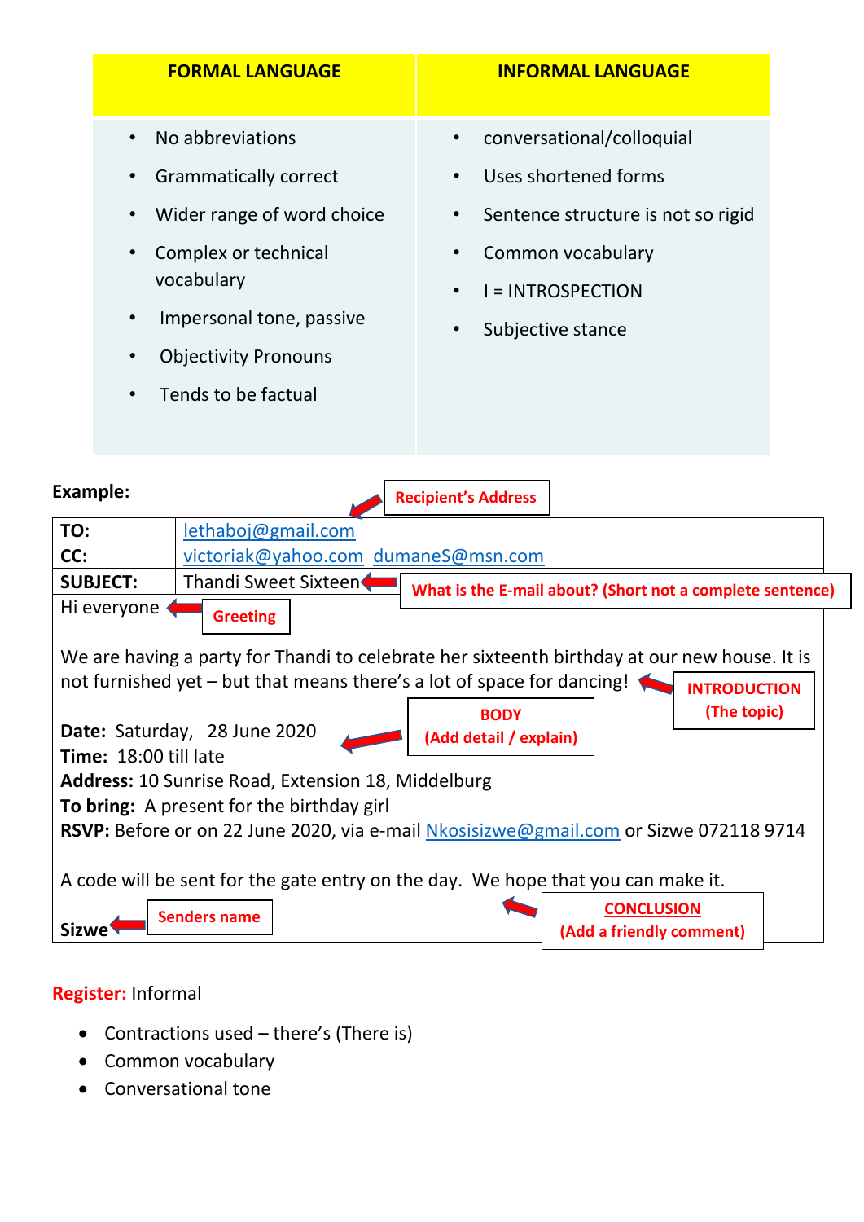| FORMAL LANGUAGE | INFORMAL LANGUAGE |
|---|---|
| • No abbreviations<br>• Grammatically correct<br>• Wider range of word choice<br>• Complex or technical vocabulary<br>• Impersonal tone, passive<br>• Objectivity Pronouns<br>• Tends to be factual | • conversational/colloquial<br>• Uses shortened forms<br>• Sentence structure is not so rigid<br>• Common vocabulary<br>• I = INTROSPECTION<br>• Subjective stance |

**Example:**

| | |
|---|---|
| **TO:** | lethaboj@gmail.com ← **Recipient's Address** |
| **CC:** | victoriak@yahoo.com dumaneS@msn.com |
| **SUBJECT:** | Thandi Sweet Sixteen ← **What is the E-mail about? (Short not a complete sentence)** |

Hi everyone ← **Greeting**

We are having a party for Thandi to celebrate her sixteenth birthday at our new house. It is not furnished yet – but that means there's a lot of space for dancing! ← **INTRODUCTION (The topic)**

**Date:** Saturday, 28 June 2020 ← **BODY (Add detail / explain)**
**Time:** 18:00 till late
**Address:** 10 Sunrise Road, Extension 18, Middelburg
**To bring:** A present for the birthday girl
**RSVP:** Before or on 22 June 2020, via e-mail Nkosisizwe@gmail.com or Sizwe 072118 9714

A code will be sent for the gate entry on the day. We hope that you can make it. ← **CONCLUSION (Add a friendly comment)**

**Sizwe** ← **Senders name**

**Register:** Informal

- Contractions used – there's (There is)
- Common vocabulary
- Conversational tone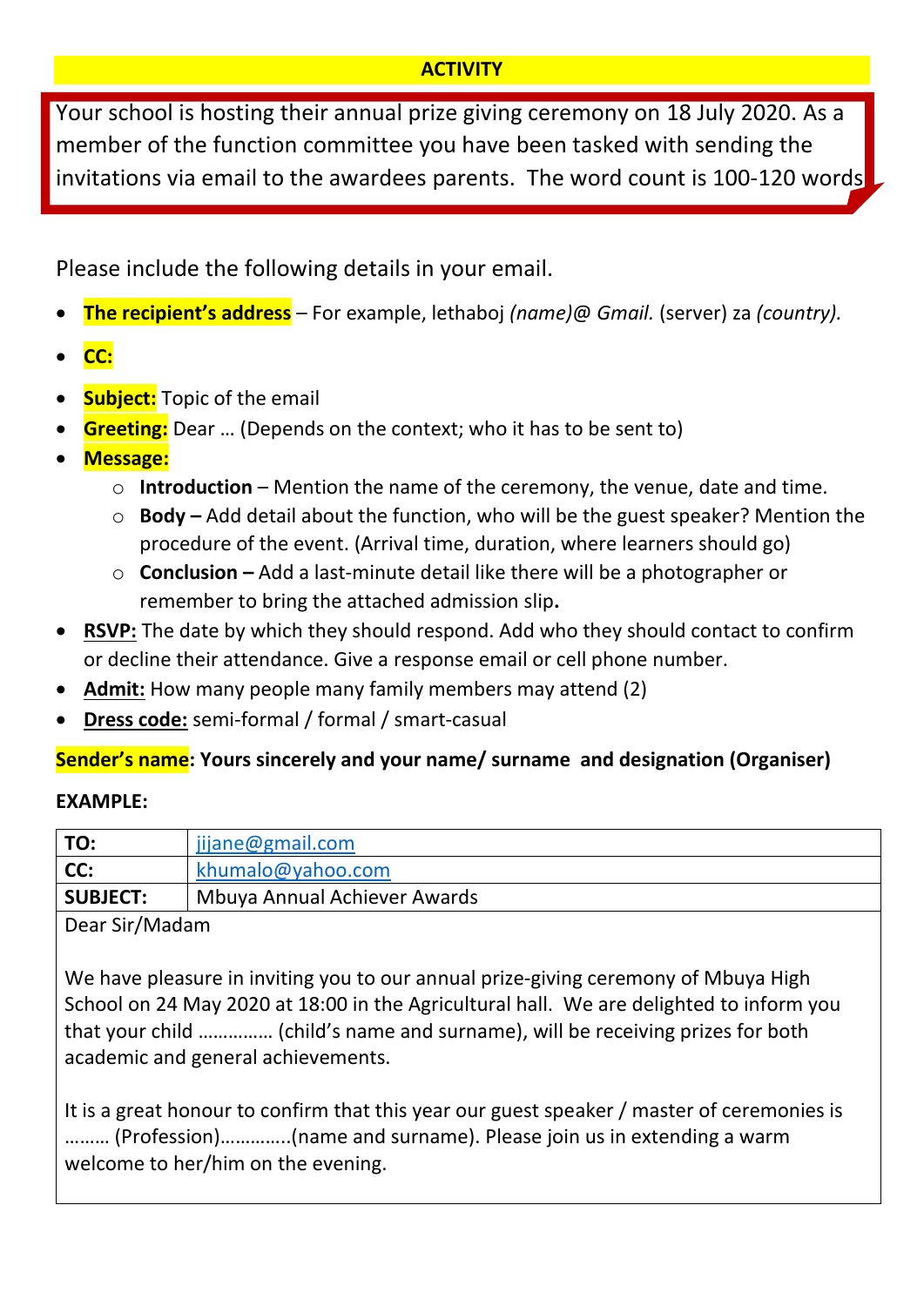**ACTIVITY**

Your school is hosting their annual prize giving ceremony on 18 July 2020. As a member of the function committee you have been tasked with sending the invitations via email to the awardees parents. The word count is 100-120 words

Please include the following details in your email.

- **The recipient's address** – For example, lethaboj *(name)@ Gmail.* (server) za *(country).*
- **CC:**
- **Subject:** Topic of the email
- **Greeting:** Dear … (Depends on the context; who it has to be sent to)
- **Message:**
  - **Introduction** – Mention the name of the ceremony, the venue, date and time.
  - **Body –** Add detail about the function, who will be the guest speaker? Mention the procedure of the event. (Arrival time, duration, where learners should go)
  - **Conclusion –** Add a last-minute detail like there will be a photographer or remember to bring the attached admission slip**.**
- **RSVP:** The date by which they should respond. Add who they should contact to confirm or decline their attendance. Give a response email or cell phone number.
- **Admit:** How many people many family members may attend (2)
- **Dress code:** semi-formal / formal / smart-casual

**Sender's name: Yours sincerely and your name/ surname and designation (Organiser)**

**EXAMPLE:**

| **TO:** | jijane@gmail.com |
|---|---|
| **CC:** | khumalo@yahoo.com |
| **SUBJECT:** | Mbuya Annual Achiever Awards |

Dear Sir/Madam

We have pleasure in inviting you to our annual prize-giving ceremony of Mbuya High School on 24 May 2020 at 18:00 in the Agricultural hall. We are delighted to inform you that your child …………… (child's name and surname), will be receiving prizes for both academic and general achievements.

It is a great honour to confirm that this year our guest speaker / master of ceremonies is ……… (Profession)…………..(name and surname). Please join us in extending a warm welcome to her/him on the evening.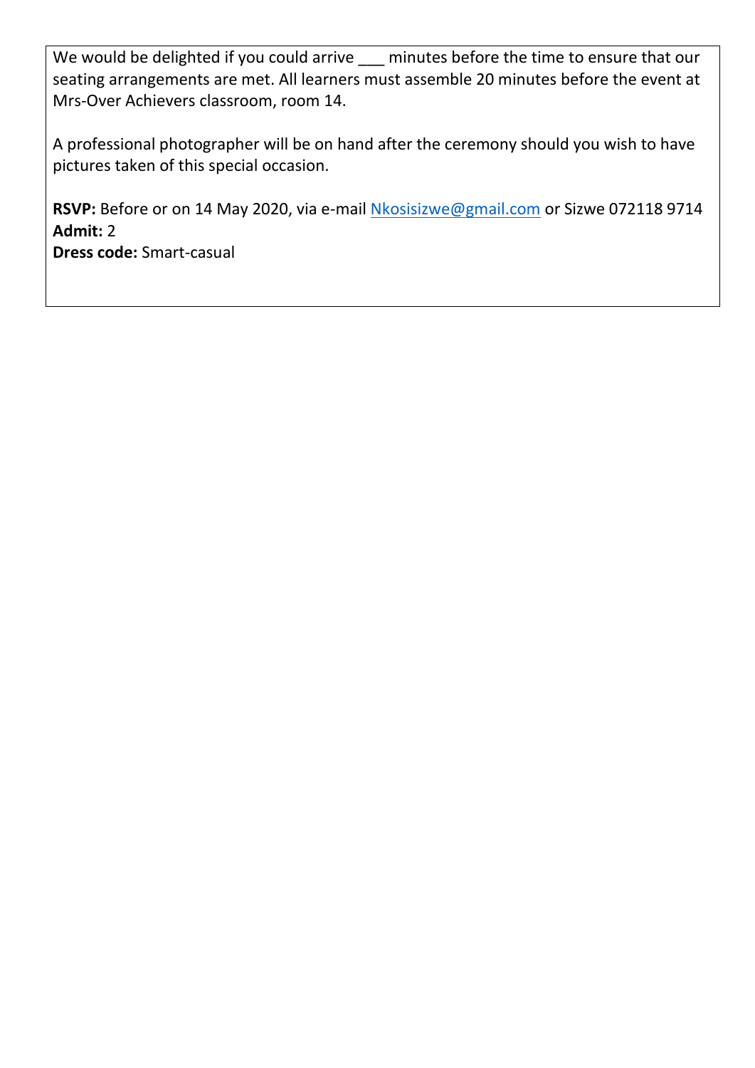We would be delighted if you could arrive ___ minutes before the time to ensure that our seating arrangements are met. All learners must assemble 20 minutes before the event at Mrs-Over Achievers classroom, room 14.

A professional photographer will be on hand after the ceremony should you wish to have pictures taken of this special occasion.

**RSVP:** Before or on 14 May 2020, via e-mail Nkosisizwe@gmail.com or Sizwe 072118 9714
**Admit:** 2
**Dress code:** Smart-casual